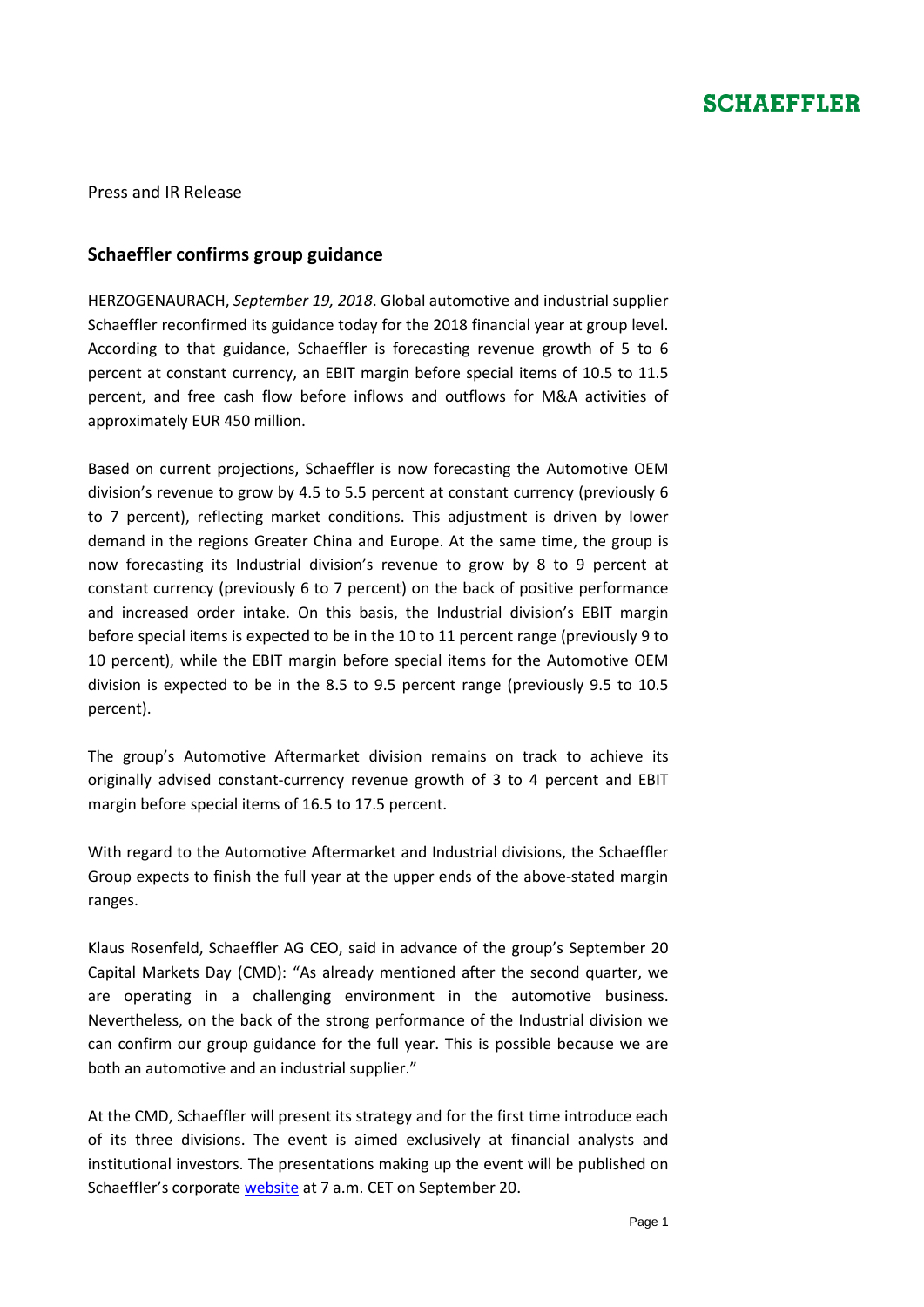SCHAEFFLER

Press and IR Release

## Schaeffler confirms group guidance

HERZOGENAURACH, *September 19, 2018*. Global automotive and industrial supplier Schaeffler reconfirmed its guidance today for the 2018 financial year at group level. According to that guidance, Schaeffler is forecasting revenue growth of 5 to 6 percent at constant currency, an EBIT margin before special items of 10.5 to 11.5 percent, and free cash flow before inflows and outflows for M&A activities of approximately EUR 450 million.

Based on current projections, Schaeffler is now forecasting the Automotive OEM division's revenue to grow by 4.5 to 5.5 percent at constant currency (previously 6 to 7 percent), reflecting market conditions. This adjustment is driven by lower demand in the regions Greater China and Europe. At the same time, the group is now forecasting its Industrial division's revenue to grow by 8 to 9 percent at constant currency (previously 6 to 7 percent) on the back of positive performance and increased order intake. On this basis, the Industrial division's EBIT margin before special items is expected to be in the 10 to 11 percent range (previously 9 to 10 percent), while the EBIT margin before special items for the Automotive OEM division is expected to be in the 8.5 to 9.5 percent range (previously 9.5 to 10.5 percent).

The group's Automotive Aftermarket division remains on track to achieve its originally advised constant-currency revenue growth of 3 to 4 percent and EBIT margin before special items of 16.5 to 17.5 percent.

With regard to the Automotive Aftermarket and Industrial divisions, the Schaeffler Group expects to finish the full year at the upper ends of the above-stated margin ranges.

Klaus Rosenfeld, Schaeffler AG CEO, said in advance of the group's September 20 Capital Markets Day (CMD): "As already mentioned after the second quarter, we are operating in a challenging environment in the automotive business. Nevertheless, on the back of the strong performance of the Industrial division we can confirm our group guidance for the full year. This is possible because we are both an automotive and an industrial supplier."

At the CMD, Schaeffler will present its strategy and for the first time introduce each of its three divisions. The event is aimed exclusively at financial analysts and institutional investors. The presentations making up the event will be published on Schaeffler's corporate website at 7 a.m. CET on September 20.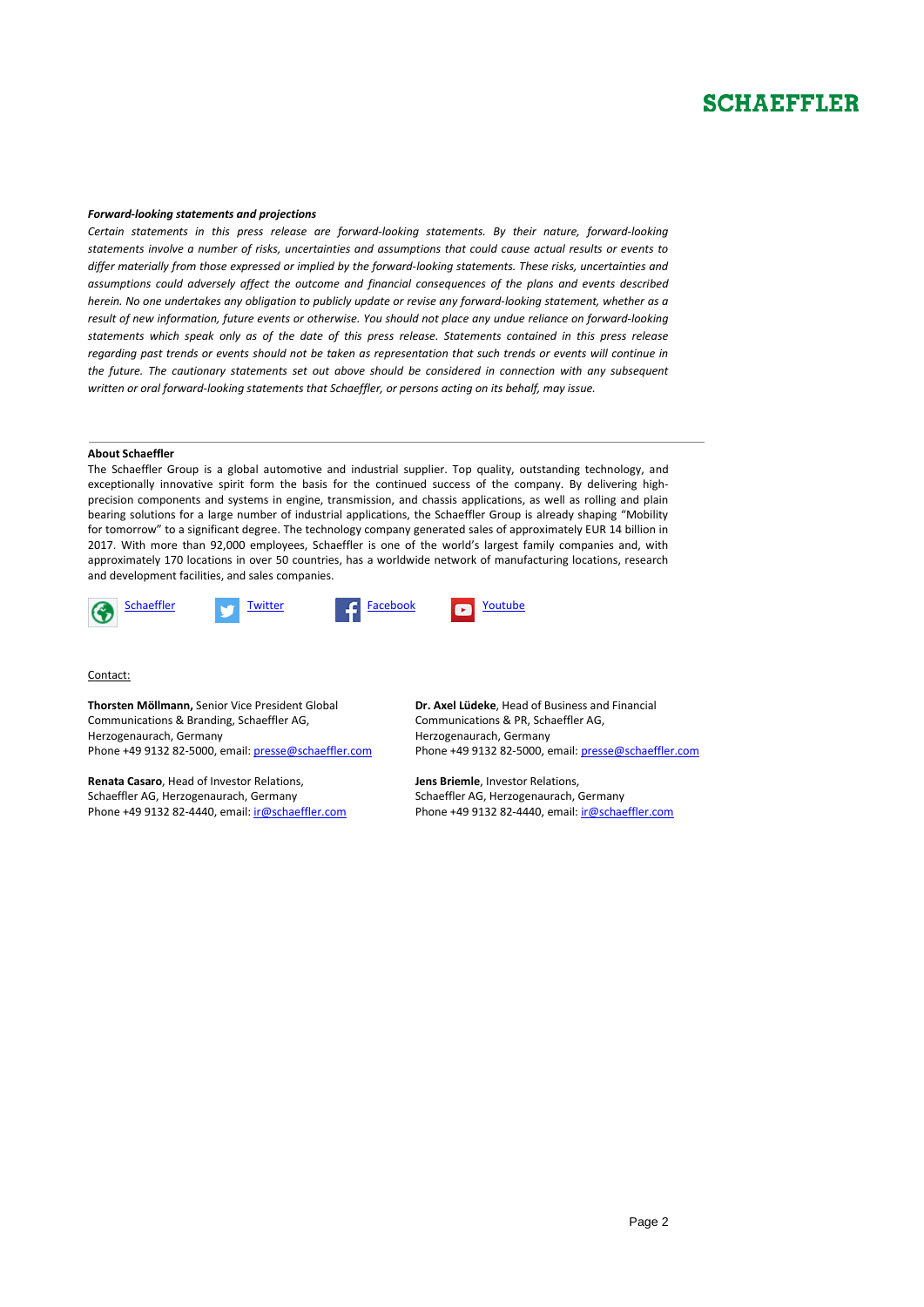***Forward-looking statements and projections***

*Certain statements in this press release are forward-looking statements. By their nature, forward-looking statements involve a number of risks, uncertainties and assumptions that could cause actual results or events to differ materially from those expressed or implied by the forward-looking statements. These risks, uncertainties and assumptions could adversely affect the outcome and financial consequences of the plans and events described herein. No one undertakes any obligation to publicly update or revise any forward-looking statement, whether as a result of new information, future events or otherwise. You should not place any undue reliance on forward-looking statements which speak only as of the date of this press release. Statements contained in this press release regarding past trends or events should not be taken as representation that such trends or events will continue in the future. The cautionary statements set out above should be considered in connection with any subsequent written or oral forward-looking statements that Schaeffler, or persons acting on its behalf, may issue.*

---

**About Schaeffler**

The Schaeffler Group is a global automotive and industrial supplier. Top quality, outstanding technology, and exceptionally innovative spirit form the basis for the continued success of the company. By delivering high-precision components and systems in engine, transmission, and chassis applications, as well as rolling and plain bearing solutions for a large number of industrial applications, the Schaeffler Group is already shaping "Mobility for tomorrow" to a significant degree. The technology company generated sales of approximately EUR 14 billion in 2017. With more than 92,000 employees, Schaeffler is one of the world's largest family companies and, with approximately 170 locations in over 50 countries, has a worldwide network of manufacturing locations, research and development facilities, and sales companies.

Schaeffler Twitter Facebook Youtube

Contact:

**Thorsten Möllmann,** Senior Vice President Global Communications & Branding, Schaeffler AG, Herzogenaurach, Germany
Phone +49 9132 82-5000, email: presse@schaeffler.com

**Dr. Axel Lüdeke**, Head of Business and Financial Communications & PR, Schaeffler AG, Herzogenaurach, Germany
Phone +49 9132 82-5000, email: presse@schaeffler.com

**Renata Casaro**, Head of Investor Relations, Schaeffler AG, Herzogenaurach, Germany
Phone +49 9132 82-4440, email: ir@schaeffler.com

**Jens Briemle**, Investor Relations, Schaeffler AG, Herzogenaurach, Germany
Phone +49 9132 82-4440, email: ir@schaeffler.com